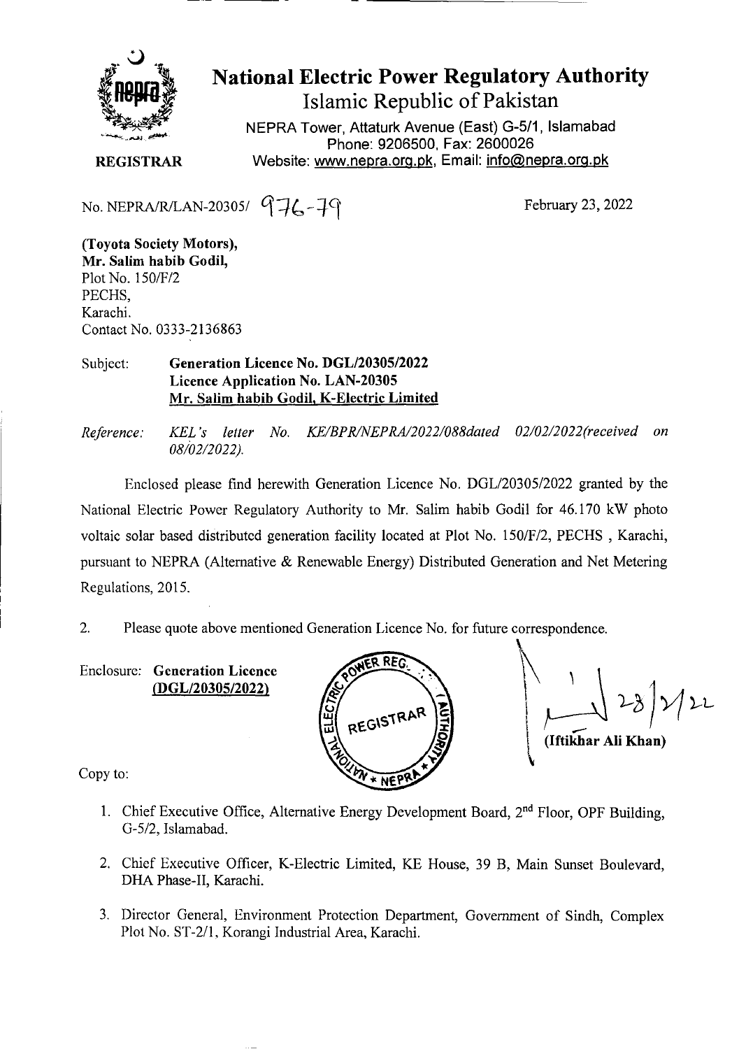# National Electric Power Regulatory Authority

## Islamic Republic of Pakistan

NEPRA Tower, Attaturk Avenue (East) G-5/1, Islamabad
Phone: 9206500, Fax: 2600026
Website: www.nepra.org.pk, Email: info@nepra.org.pk

**REGISTRAR**

No. NEPRA/R/LAN-20305/ 976-79

February 23, 2022

**(Toyota Society Motors),**
**Mr. Salim habib Godil,**
Plot No. 150/F/2
PECHS,
Karachi.
Contact No. 0333-2136863

Subject: **Generation Licence No. DGL/20305/2022**
**Licence Application No. LAN-20305**
**Mr. Salim habib Godil, K-Electric Limited**

*Reference: KEL's letter No. KE/BPR/NEPRA/2022/088dated 02/02/2022(received on 08/02/2022).*

Enclosed please find herewith Generation Licence No. DGL/20305/2022 granted by the National Electric Power Regulatory Authority to Mr. Salim habib Godil for 46.170 kW photo voltaic solar based distributed generation facility located at Plot No. 150/F/2, PECHS , Karachi, pursuant to NEPRA (Alternative & Renewable Energy) Distributed Generation and Net Metering Regulations, 2015.

2. Please quote above mentioned Generation Licence No. for future correspondence.

Enclosure: **Generation Licence**
**(DGL/20305/2022)**

23/2/22
**(Iftikhar Ali Khan)**

Copy to:

1. Chief Executive Office, Alternative Energy Development Board, 2nd Floor, OPF Building, G-5/2, Islamabad.

2. Chief Executive Officer, K-Electric Limited, KE House, 39 B, Main Sunset Boulevard, DHA Phase-II, Karachi.

3. Director General, Environment Protection Department, Government of Sindh, Complex Plot No. ST-2/1, Korangi Industrial Area, Karachi.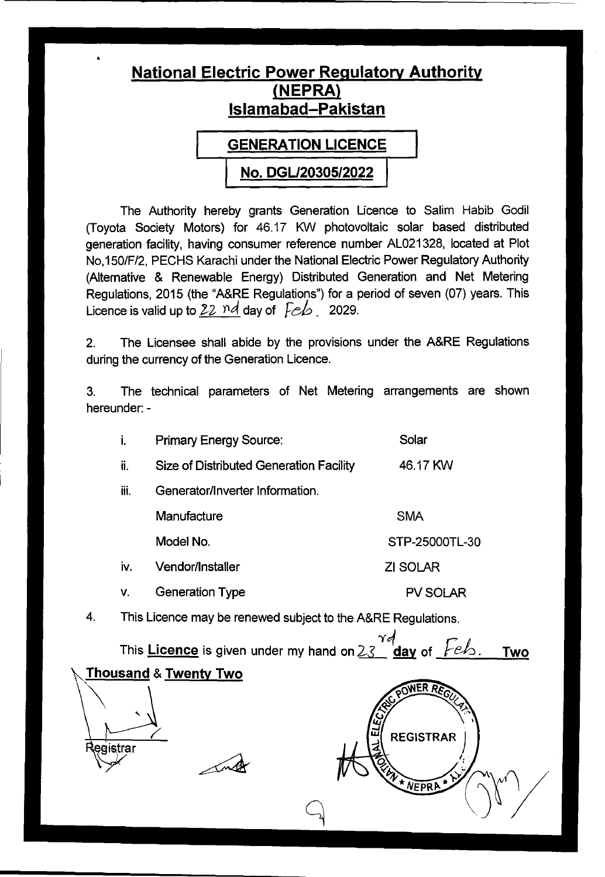# National Electric Power Regulatory Authority (NEPRA) Islamabad–Pakistan

## GENERATION LICENCE

## No. DGL/20305/2022

The Authority hereby grants Generation Licence to Salim Habib Godil (Toyota Society Motors) for 46.17 KW photovoltaic solar based distributed generation facility, having consumer reference number AL021328, located at Plot No,150/F/2, PECHS Karachi under the National Electric Power Regulatory Authority (Alternative & Renewable Energy) Distributed Generation and Net Metering Regulations, 2015 (the "A&RE Regulations") for a period of seven (07) years. This Licence is valid up to 22 nd day of Feb 2029.

2. The Licensee shall abide by the provisions under the A&RE Regulations during the currency of the Generation Licence.

3. The technical parameters of Net Metering arrangements are shown hereunder: -

| | | |
|---|---|---|
| i. | Primary Energy Source: | Solar |
| ii. | Size of Distributed Generation Facility | 46.17 KW |
| iii. | Generator/Inverter Information. | |
| | Manufacture | SMA |
| | Model No. | STP-25000TL-30 |
| iv. | Vendor/Installer | ZI SOLAR |
| v. | Generation Type | PV SOLAR |

4. This Licence may be renewed subject to the A&RE Regulations.

This **Licence** is given under my hand on 23rd **day** of Feb. **Two Thousand** & **Twenty Two**

Registrar

REGISTRAR
NATIONAL ELECTRIC POWER REGULATORY * NEPRA *